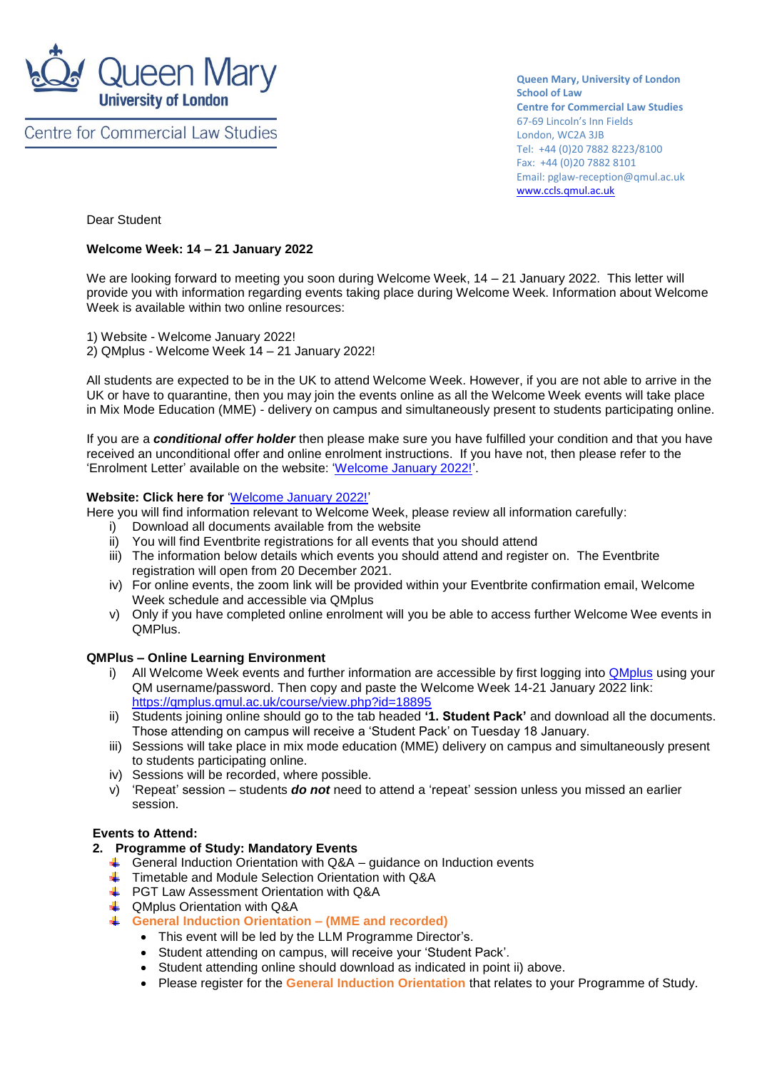Queen Mary University of London

Centre for Commercial Law Studies

**Queen Mary, University of London**
**School of Law**
**Centre for Commercial Law Studies**
67-69 Lincoln's Inn Fields
London, WC2A 3JB
Tel: +44 (0)20 7882 8223/8100
Fax: +44 (0)20 7882 8101
Email: pglaw-reception@qmul.ac.uk
www.ccls.qmul.ac.uk

Dear Student

**Welcome Week: 14 – 21 January 2022**

We are looking forward to meeting you soon during Welcome Week, 14 – 21 January 2022. This letter will provide you with information regarding events taking place during Welcome Week. Information about Welcome Week is available within two online resources:

1) Website - Welcome January 2022!
2) QMplus - Welcome Week 14 – 21 January 2022!

All students are expected to be in the UK to attend Welcome Week. However, if you are not able to arrive in the UK or have to quarantine, then you may join the events online as all the Welcome Week events will take place in Mix Mode Education (MME) - delivery on campus and simultaneously present to students participating online.

If you are a ***conditional offer holder*** then please make sure you have fulfilled your condition and that you have received an unconditional offer and online enrolment instructions. If you have not, then please refer to the 'Enrolment Letter' available on the website: 'Welcome January 2022!'.

**Website: Click here for** 'Welcome January 2022!'
Here you will find information relevant to Welcome Week, please review all information carefully:

i) Download all documents available from the website
ii) You will find Eventbrite registrations for all events that you should attend
iii) The information below details which events you should attend and register on. The Eventbrite registration will open from 20 December 2021.
iv) For online events, the zoom link will be provided within your Eventbrite confirmation email, Welcome Week schedule and accessible via QMplus
v) Only if you have completed online enrolment will you be able to access further Welcome Wee events in QMPlus.

**QMPlus – Online Learning Environment**

i) All Welcome Week events and further information are accessible by first logging into QMplus using your QM username/password. Then copy and paste the Welcome Week 14-21 January 2022 link: https://qmplus.qmul.ac.uk/course/view.php?id=18895
ii) Students joining online should go to the tab headed **'1. Student Pack'** and download all the documents. Those attending on campus will receive a 'Student Pack' on Tuesday 18 January.
iii) Sessions will take place in mix mode education (MME) delivery on campus and simultaneously present to students participating online.
iv) Sessions will be recorded, where possible.
v) 'Repeat' session – students ***do not*** need to attend a 'repeat' session unless you missed an earlier session.

**Events to Attend:**

**2. Programme of Study: Mandatory Events**

- General Induction Orientation with Q&A – guidance on Induction events
- Timetable and Module Selection Orientation with Q&A
- PGT Law Assessment Orientation with Q&A
- QMplus Orientation with Q&A
- **General Induction Orientation – (MME and recorded)**
  - This event will be led by the LLM Programme Director's.
  - Student attending on campus, will receive your 'Student Pack'.
  - Student attending online should download as indicated in point ii) above.
  - Please register for the **General Induction Orientation** that relates to your Programme of Study.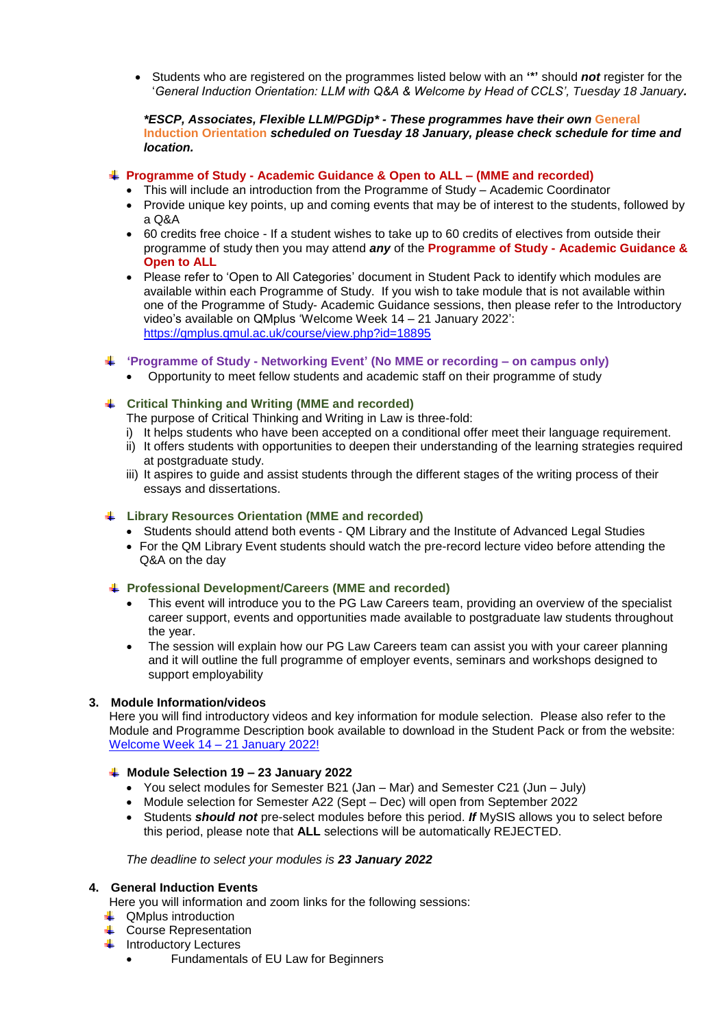- Students who are registered on the programmes listed below with an **'*'** should ***not*** register for the '*General Induction Orientation: LLM with Q&A & Welcome by Head of CCLS', Tuesday 18 January.*

***\*ESCP, Associates, Flexible LLM/PGDip\* - These programmes have their own General Induction Orientation scheduled on Tuesday 18 January, please check schedule for time and location.***

- **Programme of Study - Academic Guidance & Open to ALL – (MME and recorded)**
  - This will include an introduction from the Programme of Study – Academic Coordinator
  - Provide unique key points, up and coming events that may be of interest to the students, followed by a Q&A
  - 60 credits free choice - If a student wishes to take up to 60 credits of electives from outside their programme of study then you may attend ***any*** of the **Programme of Study - Academic Guidance & Open to ALL**
  - Please refer to 'Open to All Categories' document in Student Pack to identify which modules are available within each Programme of Study. If you wish to take module that is not available within one of the Programme of Study- Academic Guidance sessions, then please refer to the Introductory video's available on QMplus 'Welcome Week 14 – 21 January 2022': https://qmplus.qmul.ac.uk/course/view.php?id=18895

- **'Programme of Study - Networking Event' (No MME or recording – on campus only)**
  - Opportunity to meet fellow students and academic staff on their programme of study

- **Critical Thinking and Writing (MME and recorded)**

  The purpose of Critical Thinking and Writing in Law is three-fold:

  i) It helps students who have been accepted on a conditional offer meet their language requirement.

  ii) It offers students with opportunities to deepen their understanding of the learning strategies required at postgraduate study.

  iii) It aspires to guide and assist students through the different stages of the writing process of their essays and dissertations.

- **Library Resources Orientation (MME and recorded)**
  - Students should attend both events - QM Library and the Institute of Advanced Legal Studies
  - For the QM Library Event students should watch the pre-record lecture video before attending the Q&A on the day

- **Professional Development/Careers (MME and recorded)**
  - This event will introduce you to the PG Law Careers team, providing an overview of the specialist career support, events and opportunities made available to postgraduate law students throughout the year.
  - The session will explain how our PG Law Careers team can assist you with your career planning and it will outline the full programme of employer events, seminars and workshops designed to support employability

**3. Module Information/videos**

Here you will find introductory videos and key information for module selection. Please also refer to the Module and Programme Description book available to download in the Student Pack or from the website: Welcome Week 14 – 21 January 2022!

- **Module Selection 19 – 23 January 2022**
  - You select modules for Semester B21 (Jan – Mar) and Semester C21 (Jun – July)
  - Module selection for Semester A22 (Sept – Dec) will open from September 2022
  - Students ***should not*** pre-select modules before this period. ***If*** MySIS allows you to select before this period, please note that **ALL** selections will be automatically REJECTED.

*The deadline to select your modules is **23 January 2022***

**4. General Induction Events**

Here you will information and zoom links for the following sessions:

- QMplus introduction
- Course Representation
- Introductory Lectures
  - Fundamentals of EU Law for Beginners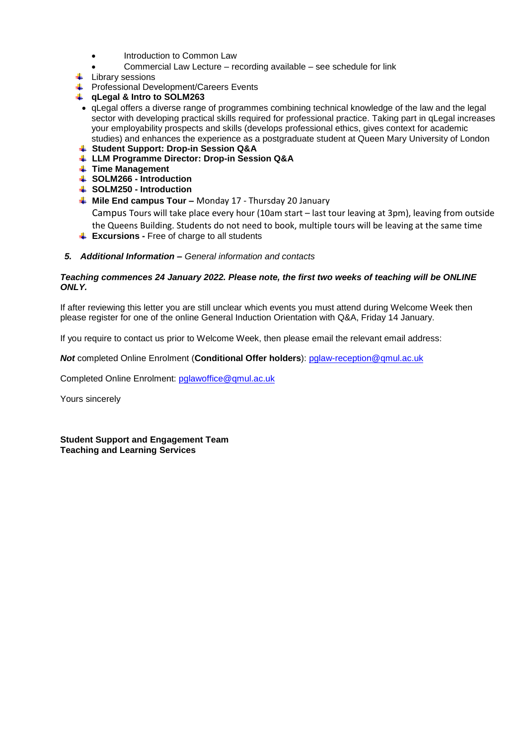- Introduction to Common Law
- Commercial Law Lecture – recording available – see schedule for link

- Library sessions
- Professional Development/Careers Events
- **qLegal & Intro to SOLM263**
  - qLegal offers a diverse range of programmes combining technical knowledge of the law and the legal sector with developing practical skills required for professional practice. Taking part in qLegal increases your employability prospects and skills (develops professional ethics, gives context for academic studies) and enhances the experience as a postgraduate student at Queen Mary University of London
- **Student Support: Drop-in Session Q&A**
- **LLM Programme Director: Drop-in Session Q&A**
- **Time Management**
- **SOLM266 - Introduction**
- **SOLM250 - Introduction**
- **Mile End campus Tour –** Monday 17 - Thursday 20 January

  Campus Tours will take place every hour (10am start – last tour leaving at 3pm), leaving from outside the Queens Building. Students do not need to book, multiple tours will be leaving at the same time
- **Excursions -** Free of charge to all students

***5. Additional Information –*** *General information and contacts*

***Teaching commences 24 January 2022. Please note, the first two weeks of teaching will be ONLINE ONLY.***

If after reviewing this letter you are still unclear which events you must attend during Welcome Week then please register for one of the online General Induction Orientation with Q&A, Friday 14 January.

If you require to contact us prior to Welcome Week, then please email the relevant email address:

***Not*** completed Online Enrolment (**Conditional Offer holders**): pglaw-reception@qmul.ac.uk

Completed Online Enrolment: pglawoffice@qmul.ac.uk

Yours sincerely

**Student Support and Engagement Team**
**Teaching and Learning Services**